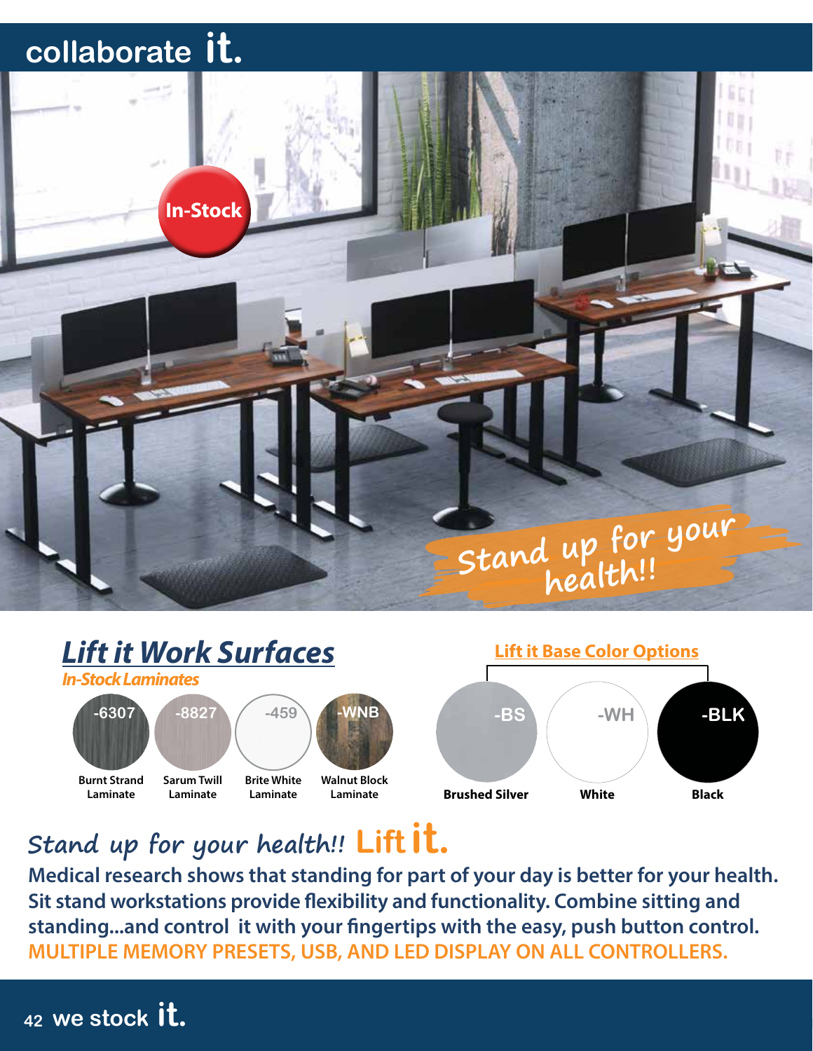# collaborate it.

In-Stock

Stand up for your health!!

## Lift it Work Surfaces

*In-Stock Laminates*

| Code | Name |
|---|---|
| -6307 | Burnt Strand Laminate |
| -8827 | Sarum Twill Laminate |
| -459 | Brite White Laminate |
| -WNB | Walnut Block Laminate |

### Lift it Base Color Options

| Code | Name |
|---|---|
| -BS | Brushed Silver |
| -WH | White |
| -BLK | Black |

## Stand up for your health!! Lift it.

**Medical research shows that standing for part of your day is better for your health. Sit stand workstations provide flexibility and functionality. Combine sitting and standing...and control it with your fingertips with the easy, push button control.**
**MULTIPLE MEMORY PRESETS, USB, AND LED DISPLAY ON ALL CONTROLLERS.**

we stock it.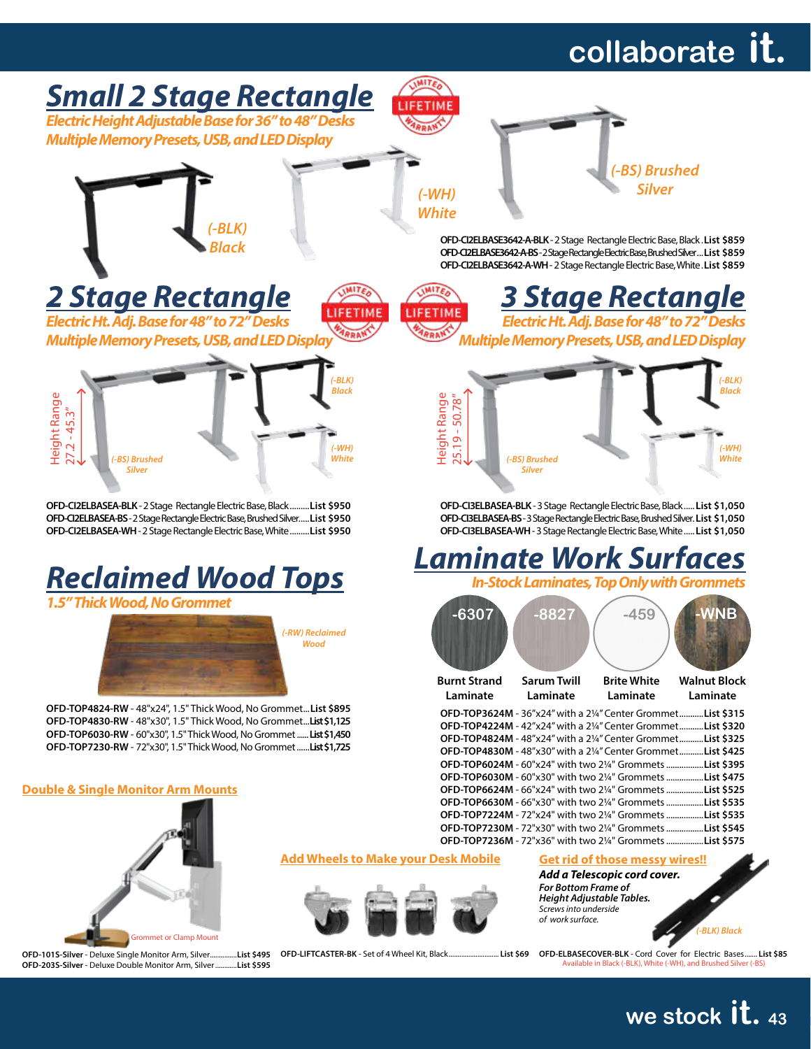# Small 2 Stage Rectangle

***Electric Height Adjustable Base for 36" to 48" Desks***
***Multiple Memory Presets, USB, and LED Display***

LIMITED LIFETIME WARRANTY

*(-BLK) Black* *(-WH) White* *(-BS) Brushed Silver*

**OFD-CI2ELBASE3642-A-BLK** - 2 Stage Rectangle Electric Base, Black . **List $859**
**OFD-CI2ELBASE3642-A-BS** - 2 Stage Rectangle Electric Base, Brushed Silver... **List $859**
**OFD-CI2ELBASE3642-A-WH** - 2 Stage Rectangle Electric Base, White . **List $859**

# 2 Stage Rectangle

***Electric Ht. Adj. Base for 48" to 72" Desks***
***Multiple Memory Presets, USB, and LED Display***

LIMITED LIFETIME WARRANTY

Height Range 27.2 - 45.3"

*(-BS) Brushed Silver* *(-BLK) Black* *(-WH) White*

**OFD-CI2ELBASEA-BLK** - 2 Stage Rectangle Electric Base, Black......... **List $950**
**OFD-CI2ELBASEA-BS** - 2 Stage Rectangle Electric Base, Brushed Silver..... **List $950**
**OFD-CI2ELBASEA-WH** - 2 Stage Rectangle Electric Base, White......... **List $950**

# 3 Stage Rectangle

***Electric Ht. Adj. Base for 48" to 72" Desks***
***Multiple Memory Presets, USB, and LED Display***

LIMITED LIFETIME WARRANTY

Height Range 25.19 - 50.78"

*(-BS) Brushed Silver* *(-BLK) Black* *(-WH) White*

**OFD-CI3ELBASEA-BLK** - 3 Stage Rectangle Electric Base, Black..... **List $1,050**
**OFD-CI3ELBASEA-BS** - 3 Stage Rectangle Electric Base, Brushed Silver. **List $1,050**
**OFD-CI3ELBASEA-WH** - 3 Stage Rectangle Electric Base, White..... **List $1,050**

# Reclaimed Wood Tops

***1.5" Thick Wood, No Grommet***

*(-RW) Reclaimed Wood*

**OFD-TOP4824-RW** - 48"x24", 1.5" Thick Wood, No Grommet... **List $895**
**OFD-TOP4830-RW** - 48"x30", 1.5" Thick Wood, No Grommet... **List $1,125**
**OFD-TOP6030-RW** - 60"x30", 1.5" Thick Wood, No Grommet...... **List $1,450**
**OFD-TOP7230-RW** - 72"x30", 1.5" Thick Wood, No Grommet...... **List $1,725**

# Laminate Work Surfaces

***In-Stock Laminates, Top Only with Grommets***

| -6307 | -8827 | -459 | -WNB |
|---|---|---|---|
| **Burnt Strand Laminate** | **Sarum Twill Laminate** | **Brite White Laminate** | **Walnut Block Laminate** |

**OFD-TOP3624M** - 36"x24" with a 2¼" Center Grommet........... **List $315**
**OFD-TOP4224M** - 42"x24" with a 2¼" Center Grommet........... **List $320**
**OFD-TOP4824M** - 48"x24" with a 2¼" Center Grommet........... **List $325**
**OFD-TOP4830M** - 48"x30" with a 2¼" Center Grommet........... **List $425**
**OFD-TOP6024M** - 60"x24" with two 2¼" Grommets................. **List $395**
**OFD-TOP6030M** - 60"x30" with two 2¼" Grommets................. **List $475**
**OFD-TOP6624M** - 66"x24" with two 2¼" Grommets................. **List $525**
**OFD-TOP6630M** - 66"x30" with two 2¼" Grommets................. **List $535**
**OFD-TOP7224M** - 72"x24" with two 2¼" Grommets................. **List $535**
**OFD-TOP7230M** - 72"x30" with two 2¼" Grommets................. **List $545**
**OFD-TOP7236M** - 72"x36" with two 2¼" Grommets................. **List $575**

## Double & Single Monitor Arm Mounts

Grommet or Clamp Mount

**OFD-101S-Silver** - Deluxe Single Monitor Arm, Silver.............. **List $495**
**OFD-203S-Silver** - Deluxe Double Monitor Arm, Silver........... **List $595**

## Add Wheels to Make your Desk Mobile

**OFD-LIFTCASTER-BK** - Set of 4 Wheel Kit, Black........................... **List $69**

## Get rid of those messy wires!!

***Add a Telescopic cord cover.***
***For Bottom Frame of Height Adjustable Tables.***
*Screws into underside of work surface.*

*(-BLK) Black*

**OFD-ELBASECOVER-BLK** - Cord Cover for Electric Bases...... **List $85**
Available in Black (-BLK), White (-WH), and Brushed Silver (-BS)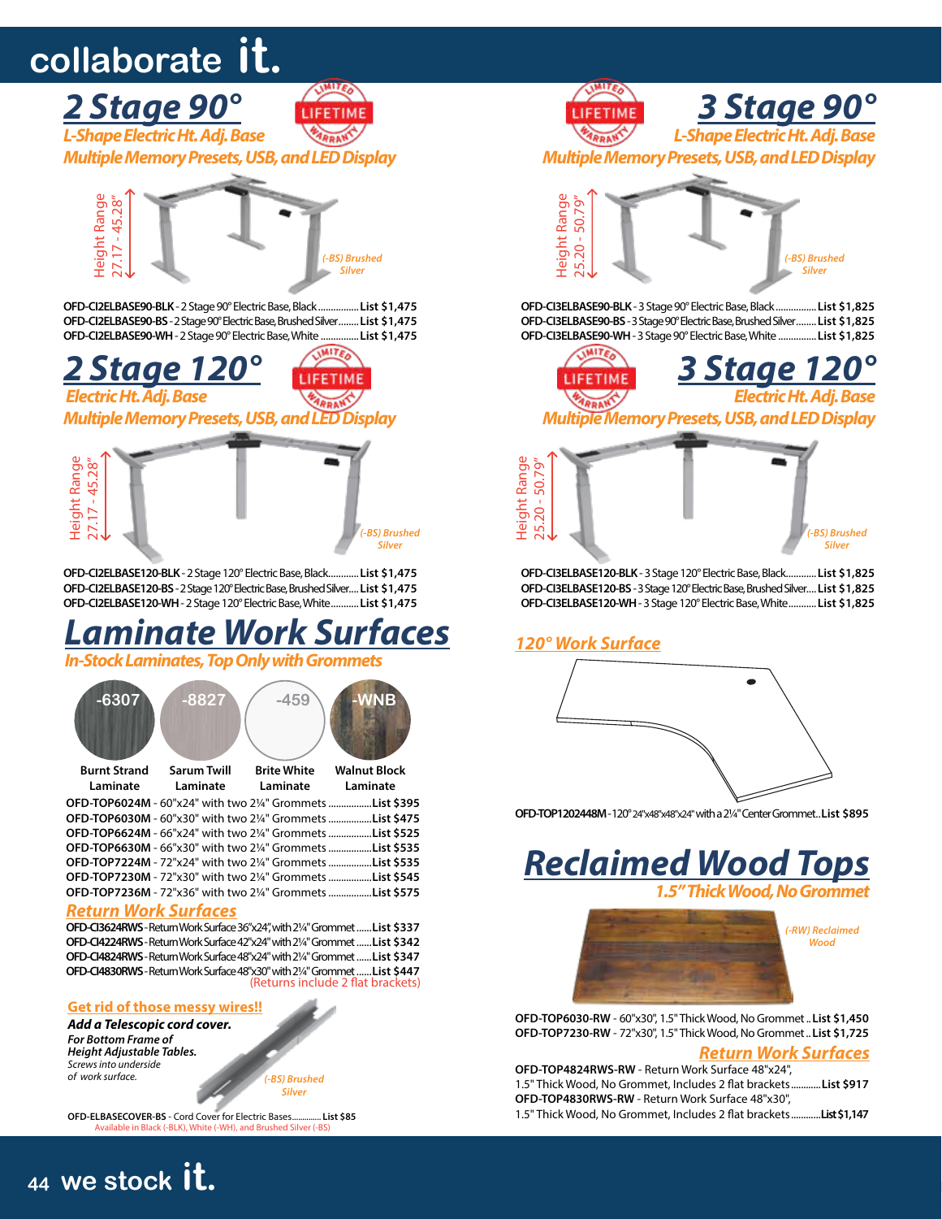# collaborate it.

## 2 Stage 90°

LIMITED LIFETIME WARRANTY

*L-Shape Electric Ht. Adj. Base*

*Multiple Memory Presets, USB, and LED Display*

Height Range 27.17 - 45.28"

(-BS) Brushed Silver

**OFD-CI2ELBASE90-BLK** - 2 Stage 90° Electric Base, Black................ **List $1,475**
**OFD-CI2ELBASE90-BS** - 2 Stage 90° Electric Base, Brushed Silver........ **List $1,475**
**OFD-CI2ELBASE90-WH** - 2 Stage 90° Electric Base, White .............. **List $1,475**

## 2 Stage 120°

LIMITED LIFETIME WARRANTY

*Electric Ht. Adj. Base*

*Multiple Memory Presets, USB, and LED Display*

Height Range 27.17 - 45.28"

(-BS) Brushed Silver

**OFD-CI2ELBASE120-BLK** - 2 Stage 120° Electric Base, Black........... **List $1,475**
**OFD-CI2ELBASE120-BS** - 2 Stage 120° Electric Base, Brushed Silver.... **List $1,475**
**OFD-CI2ELBASE120-WH** - 2 Stage 120° Electric Base, White.......... **List $1,475**

## 3 Stage 90°

LIMITED LIFETIME WARRANTY

*L-Shape Electric Ht. Adj. Base*

*Multiple Memory Presets, USB, and LED Display*

Height Range 25.20 - 50.79"

(-BS) Brushed Silver

**OFD-CI3ELBASE90-BLK** - 3 Stage 90° Electric Base, Black................ **List $1,825**
**OFD-CI3ELBASE90-BS** - 3 Stage 90° Electric Base, Brushed Silver........ **List $1,825**
**OFD-CI3ELBASE90-WH** - 3 Stage 90° Electric Base, White .............. **List $1,825**

## 3 Stage 120°

LIMITED LIFETIME WARRANTY

*Electric Ht. Adj. Base*

*Multiple Memory Presets, USB, and LED Display*

Height Range 25.20 - 50.79"

(-BS) Brushed Silver

**OFD-CI3ELBASE120-BLK** - 3 Stage 120° Electric Base, Black........... **List $1,825**
**OFD-CI3ELBASE120-BS** - 3 Stage 120° Electric Base, Brushed Silver.... **List $1,825**
**OFD-CI3ELBASE120-WH** - 3 Stage 120° Electric Base, White.......... **List $1,825**

## Laminate Work Surfaces

*In-Stock Laminates, Top Only with Grommets*

| -6307 | -8827 | -459 | -WNB |
|---|---|---|---|
| Burnt Strand Laminate | Sarum Twill Laminate | Brite White Laminate | Walnut Block Laminate |

**OFD-TOP6024M** - 60"x24" with two 2¼" Grommets ................**List $395**
**OFD-TOP6030M** - 60"x30" with two 2¼" Grommets ................**List $475**
**OFD-TOP6624M** - 66"x24" with two 2¼" Grommets ................**List $525**
**OFD-TOP6630M** - 66"x30" with two 2¼" Grommets ................**List $535**
**OFD-TOP7224M** - 72"x24" with two 2¼" Grommets ................**List $535**
**OFD-TOP7230M** - 72"x30" with two 2¼" Grommets ................**List $545**
**OFD-TOP7236M** - 72"x36" with two 2¼" Grommets ................**List $575**

### Return Work Surfaces

**OFD-CI3624RWS** - Return Work Surface 36"x24", with 2¼" Grommet......**List $337**
**OFD-CI4224RWS** - Return Work Surface 42"x24" with 2¼" Grommet......**List $342**
**OFD-CI4824RWS** - Return Work Surface 48"x24" with 2¼" Grommet......**List $347**
**OFD-CI4830RWS** - Return Work Surface 48"x30" with 2¼" Grommet......**List $447**
(Returns include 2 flat brackets)

### Get rid of those messy wires!!

***Add a Telescopic cord cover.***
***For Bottom Frame of Height Adjustable Tables.***
*Screws into underside of work surface.*

(-BS) Brushed Silver

**OFD-ELBASECOVER-BS** - Cord Cover for Electric Bases............ **List $85**
Available in Black (-BLK), White (-WH), and Brushed Silver (-BS)

### 120° Work Surface

**OFD-TOP1202448M** - 120° 24"x48"x48"x24" with a 2¼" Center Grommet..**List $895**

## Reclaimed Wood Tops

*1.5" Thick Wood, No Grommet*

(-RW) Reclaimed Wood

**OFD-TOP6030-RW** - 60"x30", 1.5" Thick Wood, No Grommet.. **List $1,450**
**OFD-TOP7230-RW** - 72"x30", 1.5" Thick Wood, No Grommet.. **List $1,725**

### Return Work Surfaces

**OFD-TOP4824RWS-RW** - Return Work Surface 48"x24", 1.5" Thick Wood, No Grommet, Includes 2 flat brackets........... **List $917**
**OFD-TOP4830RWS-RW** - Return Work Surface 48"x30", 1.5" Thick Wood, No Grommet, Includes 2 flat brackets........... **List $1,147**

we stock it.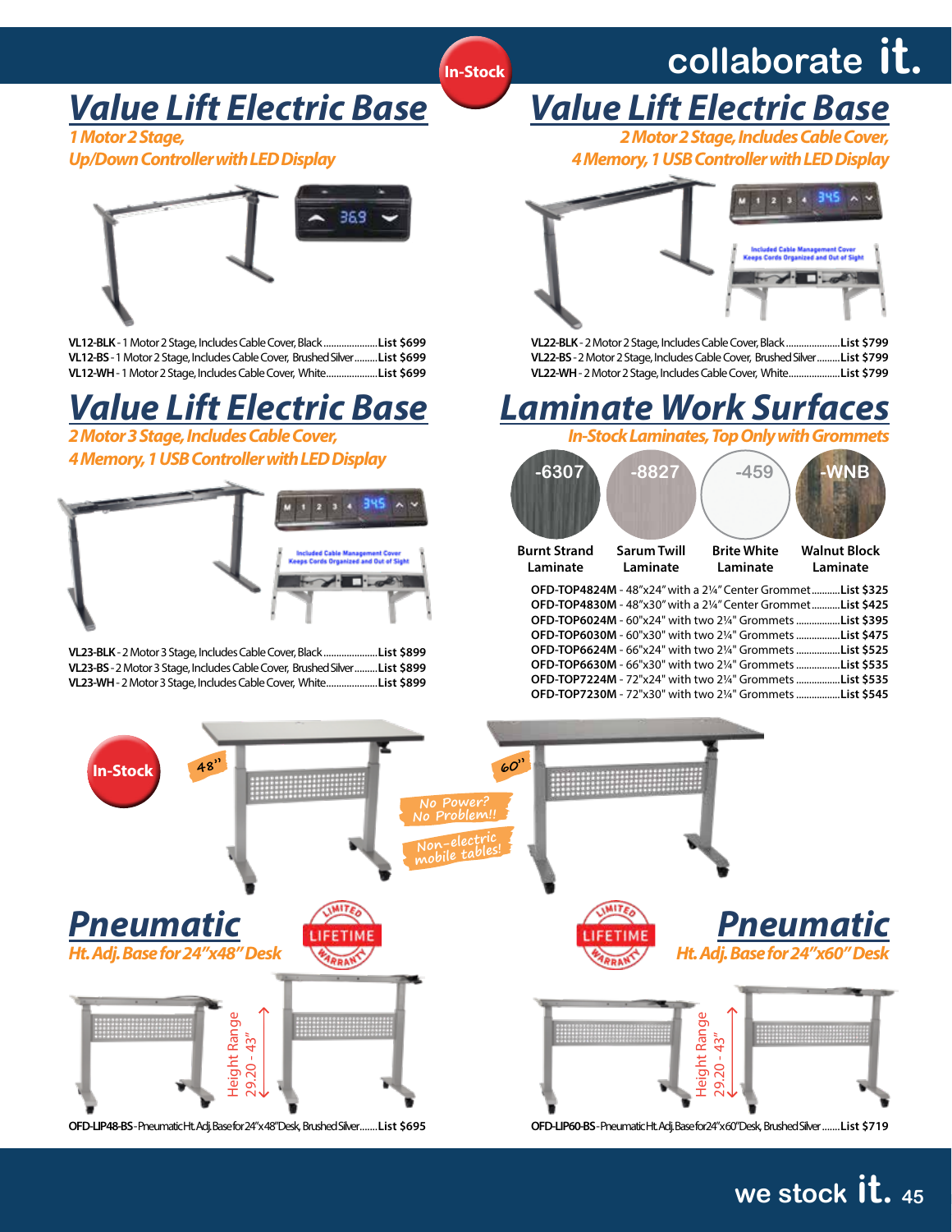**In-Stock**

## Value Lift Electric Base

***1 Motor 2 Stage, Up/Down Controller with LED Display***

**VL12-BLK** - 1 Motor 2 Stage, Includes Cable Cover, Black....................**List $699**
**VL12-BS** - 1 Motor 2 Stage, Includes Cable Cover, Brushed Silver.........**List $699**
**VL12-WH** - 1 Motor 2 Stage, Includes Cable Cover, White...................**List $699**

## Value Lift Electric Base

***2 Motor 3 Stage, Includes Cable Cover, 4 Memory, 1 USB Controller with LED Display***

Included Cable Management Cover Keeps Cords Organized and Out of Sight

**VL23-BLK** - 2 Motor 3 Stage, Includes Cable Cover, Black....................**List $899**
**VL23-BS** - 2 Motor 3 Stage, Includes Cable Cover, Brushed Silver.........**List $899**
**VL23-WH** - 2 Motor 3 Stage, Includes Cable Cover, White...................**List $899**

## Value Lift Electric Base

***2 Motor 2 Stage, Includes Cable Cover, 4 Memory, 1 USB Controller with LED Display***

Included Cable Management Cover Keeps Cords Organized and Out of Sight

**VL22-BLK** - 2 Motor 2 Stage, Includes Cable Cover, Black....................**List $799**
**VL22-BS** - 2 Motor 2 Stage, Includes Cable Cover, Brushed Silver.........**List $799**
**VL22-WH** - 2 Motor 2 Stage, Includes Cable Cover, White...................**List $799**

## Laminate Work Surfaces

***In-Stock Laminates, Top Only with Grommets***

| -6307 | -8827 | -459 | -WNB |
|---|---|---|---|
| Burnt Strand Laminate | Sarum Twill Laminate | Brite White Laminate | Walnut Block Laminate |

**OFD-TOP4824M** - 48"x24" with a 2¼" Center Grommet...........**List $325**
**OFD-TOP4830M** - 48"x30" with a 2¼" Center Grommet...........**List $425**
**OFD-TOP6024M** - 60"x24" with two 2¼" Grommets.................**List $395**
**OFD-TOP6030M** - 60"x30" with two 2¼" Grommets.................**List $475**
**OFD-TOP6624M** - 66"x24" with two 2¼" Grommets.................**List $525**
**OFD-TOP6630M** - 66"x30" with two 2¼" Grommets.................**List $535**
**OFD-TOP7224M** - 72"x24" with two 2¼" Grommets.................**List $535**
**OFD-TOP7230M** - 72"x30" with two 2¼" Grommets.................**List $545**

**In-Stock**

48" 60"

No Power? No Problem!!

Non-electric mobile tables!

## Pneumatic

***Ht. Adj. Base for 24"x48" Desk***

LIMITED LIFETIME WARRANTY

Height Range 29.20 - 43"

**OFD-LIP48-BS** - Pneumatic Ht. Adj. Base for 24"x48" Desk, Brushed Silver.......**List $695**

## Pneumatic

***Ht. Adj. Base for 24"x60" Desk***

LIMITED LIFETIME WARRANTY

Height Range 29.20 - 43"

**OFD-LIP60-BS** - Pneumatic Ht. Adj. Base for 24"x60" Desk, Brushed Silver.......**List $719**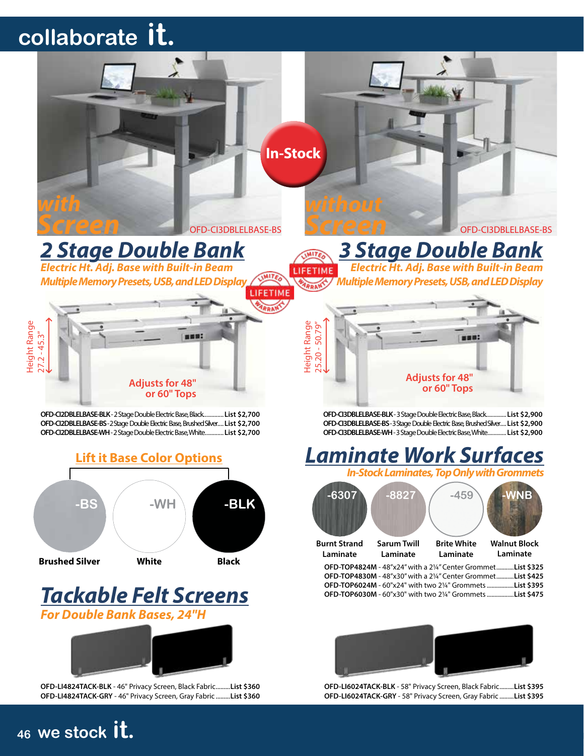# collaborate it.

In-Stock

with Screen

OFD-CI3DBLELBASE-BS

without Screen

OFD-CI3DBLELBASE-BS

## 2 Stage Double Bank

***Electric Ht. Adj. Base with Built-in Beam***
***Multiple Memory Presets, USB, and LED Display***

LIMITED LIFETIME WARRANTY

Height Range 27.2 - 45.3"

Adjusts for 48" or 60" Tops

**OFD-CI2DBLELBASE-BLK** - 2 Stage Double Electric Base, Black............ **List $2,700**
**OFD-CI2DBLELBASE-BS** - 2 Stage Double Electric Base, Brushed Silver.... **List $2,700**
**OFD-CI2DBLELBASE-WH** - 2 Stage Double Electric Base, White........... **List $2,700**

## 3 Stage Double Bank

***Electric Ht. Adj. Base with Built-in Beam***
***Multiple Memory Presets, USB, and LED Display***

LIMITED LIFETIME WARRANTY

Height Range 25.20 - 50.79"

Adjusts for 48" or 60" Tops

**OFD-CI3DBLELBASE-BLK** - 3 Stage Double Electric Base, Black............ **List $2,900**
**OFD-CI3DBLELBASE-BS** - 3 Stage Double Electric Base, Brushed Silver.... **List $2,900**
**OFD-CI3DBLELBASE-WH** - 3 Stage Double Electric Base, White........... **List $2,900**

### Lift it Base Color Options

- -BS — **Brushed Silver**
- -WH — **White**
- -BLK — **Black**

## Laminate Work Surfaces

***In-Stock Laminates, Top Only with Grommets***

- -6307 — **Burnt Strand Laminate**
- -8827 — **Sarum Twill Laminate**
- -459 — **Brite White Laminate**
- -WNB — **Walnut Block Laminate**

**OFD-TOP4824M** - 48"x24" with a 2¼" Center Grommet..........**List $325**
**OFD-TOP4830M** - 48"x30" with a 2¼" Center Grommet..........**List $425**
**OFD-TOP6024M** - 60"x24" with two 2¼" Grommets ................**List $395**
**OFD-TOP6030M** - 60"x30" with two 2¼" Grommets ................**List $475**

## Tackable Felt Screens

***For Double Bank Bases, 24"H***

**OFD-LI4824TACK-BLK** - 46" Privacy Screen, Black Fabric.........**List $360**
**OFD-LI4824TACK-GRY** - 46" Privacy Screen, Gray Fabric .........**List $360**

**OFD-LI6024TACK-BLK** - 58" Privacy Screen, Black Fabric.........**List $395**
**OFD-LI6024TACK-GRY** - 58" Privacy Screen, Gray Fabric .........**List $395**

we stock it.